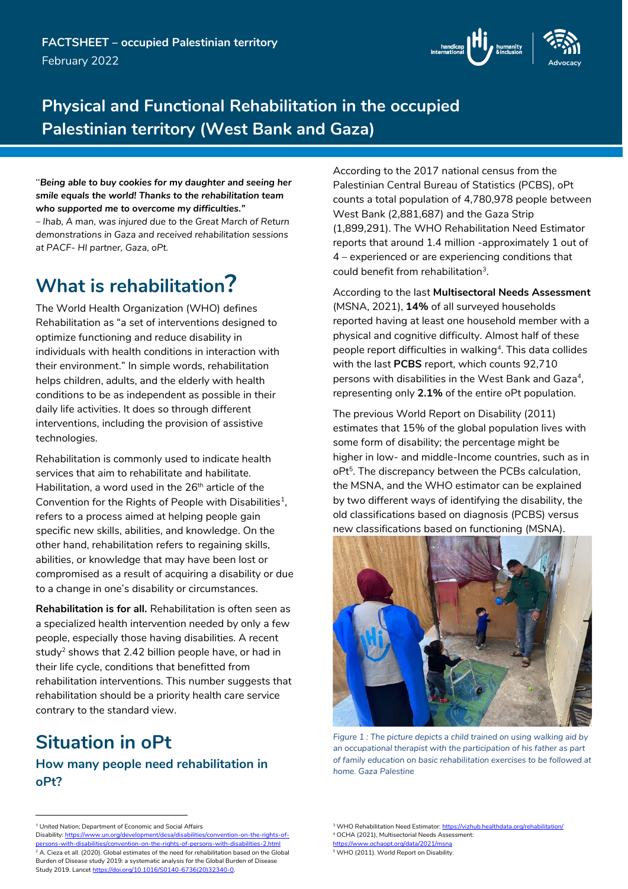FACTSHEET – occupied Palestinian territory
February 2022

# Physical and Functional Rehabilitation in the occupied Palestinian territory (West Bank and Gaza)

"***Being able to buy cookies for my daughter and seeing her smile equals the world! Thanks to the rehabilitation team who supported me to overcome my difficulties."***
*– Ihab, A man, was injured due to the Great March of Return demonstrations in Gaza and received rehabilitation sessions at PACF- HI partner, Gaza, oPt.*

## What is rehabilitation?

The World Health Organization (WHO) defines Rehabilitation as "a set of interventions designed to optimize functioning and reduce disability in individuals with health conditions in interaction with their environment." In simple words, rehabilitation helps children, adults, and the elderly with health conditions to be as independent as possible in their daily life activities. It does so through different interventions, including the provision of assistive technologies.

Rehabilitation is commonly used to indicate health services that aim to rehabilitate and habilitate. Habilitation, a word used in the 26th article of the Convention for the Rights of People with Disabilities[1], refers to a process aimed at helping people gain specific new skills, abilities, and knowledge. On the other hand, rehabilitation refers to regaining skills, abilities, or knowledge that may have been lost or compromised as a result of acquiring a disability or due to a change in one's disability or circumstances.

**Rehabilitation is for all.** Rehabilitation is often seen as a specialized health intervention needed by only a few people, especially those having disabilities. A recent study[2] shows that 2.42 billion people have, or had in their life cycle, conditions that benefitted from rehabilitation interventions. This number suggests that rehabilitation should be a priority health care service contrary to the standard view.

## Situation in oPt

### How many people need rehabilitation in oPt?

According to the 2017 national census from the Palestinian Central Bureau of Statistics (PCBS), oPt counts a total population of 4,780,978 people between West Bank (2,881,687) and the Gaza Strip (1,899,291). The WHO Rehabilitation Need Estimator reports that around 1.4 million -approximately 1 out of 4 – experienced or are experiencing conditions that could benefit from rehabilitation[3].

According to the last **Multisectoral Needs Assessment** (MSNA, 2021), **14%** of all surveyed households reported having at least one household member with a physical and cognitive difficulty. Almost half of these people report difficulties in walking[4]. This data collides with the last **PCBS** report, which counts 92,710 persons with disabilities in the West Bank and Gaza[4], representing only **2.1%** of the entire oPt population.

The previous World Report on Disability (2011) estimates that 15% of the global population lives with some form of disability; the percentage might be higher in low- and middle-Income countries, such as in oPt[5]. The discrepancy between the PCBs calculation, the MSNA, and the WHO estimator can be explained by two different ways of identifying the disability, the old classifications based on diagnosis (PCBS) versus new classifications based on functioning (MSNA).

*Figure 1 : The picture depicts a child trained on using walking aid by an occupational therapist with the participation of his father as part of family education on basic rehabilitation exercises to be followed at home. Gaza Palestine*

---

[1] United Nation; Department of Economic and Social Affairs Disability: https://www.un.org/development/desa/disabilities/convention-on-the-rights-of-persons-with-disabilities/convention-on-the-rights-of-persons-with-disabilities-2.html
[2] A. Cieza et all. (2020). Global estimates of the need for rehabilitation based on the Global Burden of Disease study 2019: a systematic analysis for the Global Burden of Disease Study 2019. Lancet https://doi.org/10.1016/S0140-6736(20)32340-0.
[3] WHO Rehabilitation Need Estimator: https://vizhub.healthdata.org/rehabilitation/
[4] OCHA (2021), Multisectorial Needs Assessment: https://www.ochaopt.org/data/2021/msna
[5] WHO (2011). World Report on Disability.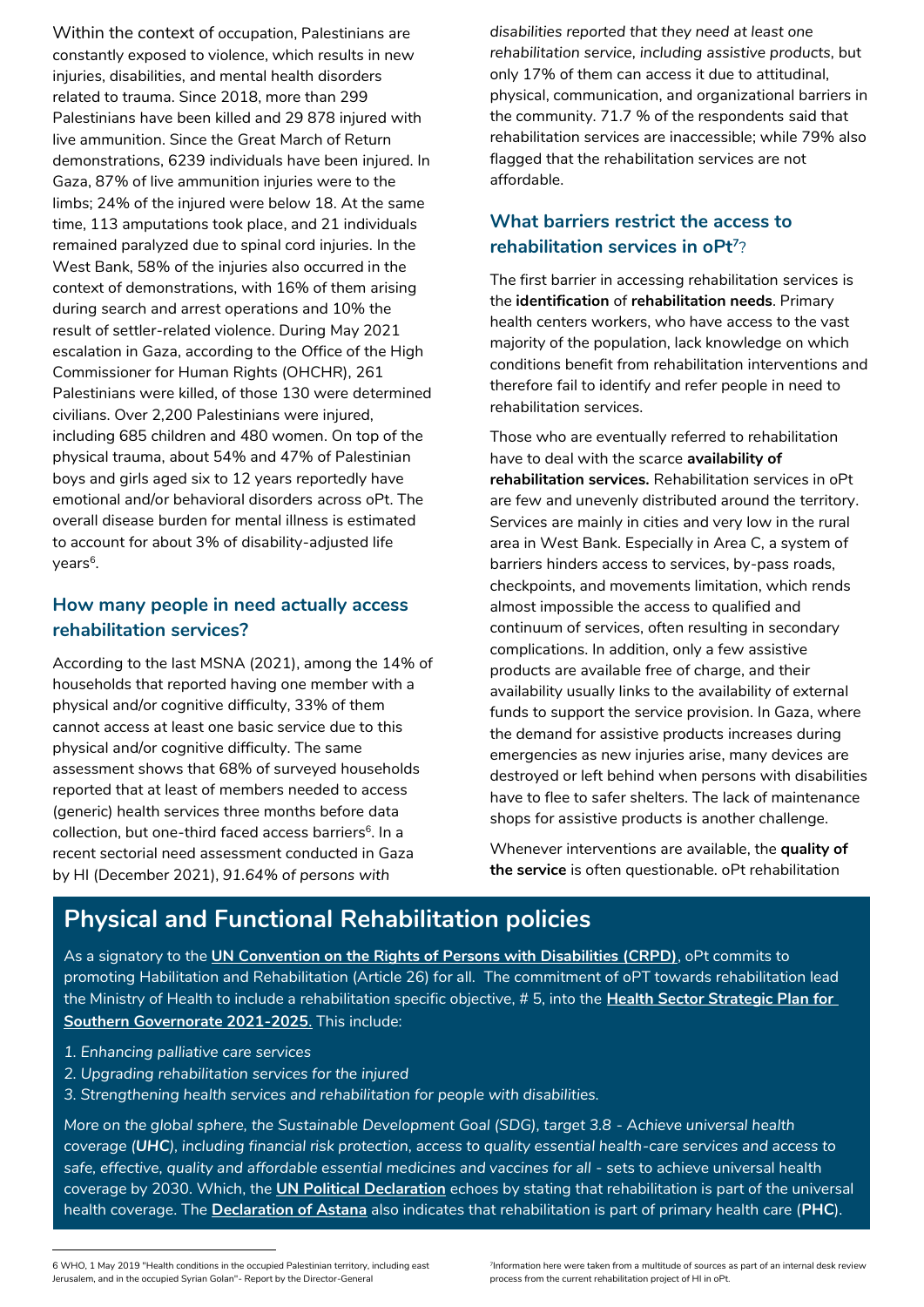Within the context of occupation, Palestinians are constantly exposed to violence, which results in new injuries, disabilities, and mental health disorders related to trauma. Since 2018, more than 299 Palestinians have been killed and 29 878 injured with live ammunition. Since the Great March of Return demonstrations, 6239 individuals have been injured. In Gaza, 87% of live ammunition injuries were to the limbs; 24% of the injured were below 18. At the same time, 113 amputations took place, and 21 individuals remained paralyzed due to spinal cord injuries. In the West Bank, 58% of the injuries also occurred in the context of demonstrations, with 16% of them arising during search and arrest operations and 10% the result of settler-related violence. During May 2021 escalation in Gaza, according to the Office of the High Commissioner for Human Rights (OHCHR), 261 Palestinians were killed, of those 130 were determined civilians. Over 2,200 Palestinians were injured, including 685 children and 480 women. On top of the physical trauma, about 54% and 47% of Palestinian boys and girls aged six to 12 years reportedly have emotional and/or behavioral disorders across oPt. The overall disease burden for mental illness is estimated to account for about 3% of disability-adjusted life years[6].

## How many people in need actually access rehabilitation services?

According to the last MSNA (2021), among the 14% of households that reported having one member with a physical and/or cognitive difficulty, 33% of them cannot access at least one basic service due to this physical and/or cognitive difficulty. The same assessment shows that 68% of surveyed households reported that at least of members needed to access (generic) health services three months before data collection, but one-third faced access barriers[6]. In a recent sectorial need assessment conducted in Gaza by HI (December 2021), *91.64% of persons with disabilities reported that they need at least one rehabilitation service, including assistive products*, but only 17% of them can access it due to attitudinal, physical, communication, and organizational barriers in the community. 71.7 % of the respondents said that rehabilitation services are inaccessible; while 79% also flagged that the rehabilitation services are not affordable.

## What barriers restrict the access to rehabilitation services in oPt[7]?

The first barrier in accessing rehabilitation services is the **identification** of **rehabilitation needs**. Primary health centers workers, who have access to the vast majority of the population, lack knowledge on which conditions benefit from rehabilitation interventions and therefore fail to identify and refer people in need to rehabilitation services.

Those who are eventually referred to rehabilitation have to deal with the scarce **availability of rehabilitation services.** Rehabilitation services in oPt are few and unevenly distributed around the territory. Services are mainly in cities and very low in the rural area in West Bank. Especially in Area C, a system of barriers hinders access to services, by-pass roads, checkpoints, and movements limitation, which rends almost impossible the access to qualified and continuum of services, often resulting in secondary complications. In addition, only a few assistive products are available free of charge, and their availability usually links to the availability of external funds to support the service provision. In Gaza, where the demand for assistive products increases during emergencies as new injuries arise, many devices are destroyed or left behind when persons with disabilities have to flee to safer shelters. The lack of maintenance shops for assistive products is another challenge.

Whenever interventions are available, the **quality of the service** is often questionable. oPt rehabilitation

## Physical and Functional Rehabilitation policies

As a signatory to the **UN Convention on the Rights of Persons with Disabilities (CRPD)**, oPt commits to promoting Habilitation and Rehabilitation (Article 26) for all. The commitment of oPT towards rehabilitation lead the Ministry of Health to include a rehabilitation specific objective, # 5, into the **Health Sector Strategic Plan for Southern Governorate 2021-2025.** This include:

1. *Enhancing palliative care services*
2. *Upgrading rehabilitation services for the injured*
3. *Strengthening health services and rehabilitation for people with disabilities.*

*More on the global sphere, the Sustainable Development Goal (SDG), target 3.8 - Achieve universal health coverage (**UHC**), including financial risk protection, access to quality essential health-care services and access to safe, effective, quality and affordable essential medicines and vaccines for all* - sets to achieve universal health coverage by 2030. Which, the **UN Political Declaration** echoes by stating that rehabilitation is part of the universal health coverage. The **Declaration of Astana** also indicates that rehabilitation is part of primary health care (**PHC**).

6 WHO, 1 May 2019 "Health conditions in the occupied Palestinian territory, including east Jerusalem, and in the occupied Syrian Golan"- Report by the Director-General

7 Information here were taken from a multitude of sources as part of an internal desk review process from the current rehabilitation project of HI in oPt.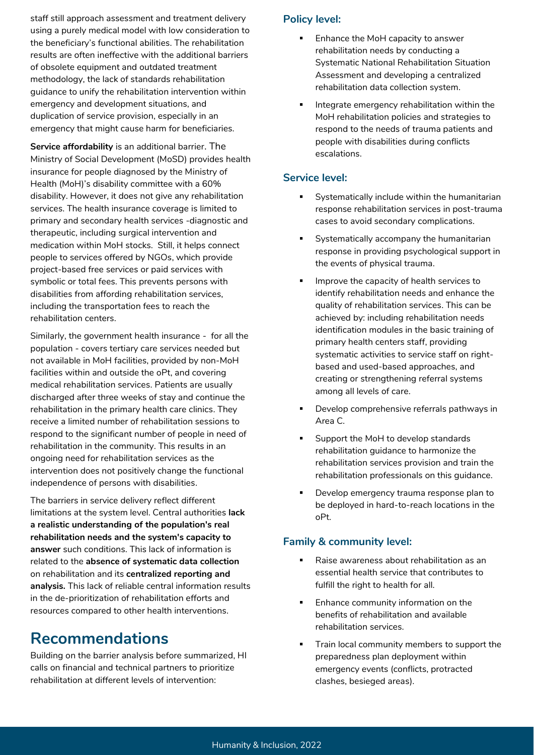staff still approach assessment and treatment delivery using a purely medical model with low consideration to the beneficiary's functional abilities. The rehabilitation results are often ineffective with the additional barriers of obsolete equipment and outdated treatment methodology, the lack of standards rehabilitation guidance to unify the rehabilitation intervention within emergency and development situations, and duplication of service provision, especially in an emergency that might cause harm for beneficiaries.

**Service affordability** is an additional barrier. The Ministry of Social Development (MoSD) provides health insurance for people diagnosed by the Ministry of Health (MoH)'s disability committee with a 60% disability. However, it does not give any rehabilitation services. The health insurance coverage is limited to primary and secondary health services -diagnostic and therapeutic, including surgical intervention and medication within MoH stocks. Still, it helps connect people to services offered by NGOs, which provide project-based free services or paid services with symbolic or total fees. This prevents persons with disabilities from affording rehabilitation services, including the transportation fees to reach the rehabilitation centers.

Similarly, the government health insurance - for all the population - covers tertiary care services needed but not available in MoH facilities, provided by non-MoH facilities within and outside the oPt, and covering medical rehabilitation services. Patients are usually discharged after three weeks of stay and continue the rehabilitation in the primary health care clinics. They receive a limited number of rehabilitation sessions to respond to the significant number of people in need of rehabilitation in the community. This results in an ongoing need for rehabilitation services as the intervention does not positively change the functional independence of persons with disabilities.

The barriers in service delivery reflect different limitations at the system level. Central authorities **lack a realistic understanding of the population's real rehabilitation needs and the system's capacity to answer** such conditions. This lack of information is related to the **absence of systematic data collection** on rehabilitation and its **centralized reporting and analysis.** This lack of reliable central information results in the de-prioritization of rehabilitation efforts and resources compared to other health interventions.

# Recommendations

Building on the barrier analysis before summarized, HI calls on financial and technical partners to prioritize rehabilitation at different levels of intervention:

### Policy level:

- Enhance the MoH capacity to answer rehabilitation needs by conducting a Systematic National Rehabilitation Situation Assessment and developing a centralized rehabilitation data collection system.
- Integrate emergency rehabilitation within the MoH rehabilitation policies and strategies to respond to the needs of trauma patients and people with disabilities during conflicts escalations.

### Service level:

- Systematically include within the humanitarian response rehabilitation services in post-trauma cases to avoid secondary complications.
- Systematically accompany the humanitarian response in providing psychological support in the events of physical trauma.
- Improve the capacity of health services to identify rehabilitation needs and enhance the quality of rehabilitation services. This can be achieved by: including rehabilitation needs identification modules in the basic training of primary health centers staff, providing systematic activities to service staff on right-based and used-based approaches, and creating or strengthening referral systems among all levels of care.
- Develop comprehensive referrals pathways in Area C.
- Support the MoH to develop standards rehabilitation guidance to harmonize the rehabilitation services provision and train the rehabilitation professionals on this guidance.
- Develop emergency trauma response plan to be deployed in hard-to-reach locations in the oPt.

### Family & community level:

- Raise awareness about rehabilitation as an essential health service that contributes to fulfill the right to health for all.
- Enhance community information on the benefits of rehabilitation and available rehabilitation services.
- Train local community members to support the preparedness plan deployment within emergency events (conflicts, protracted clashes, besieged areas).